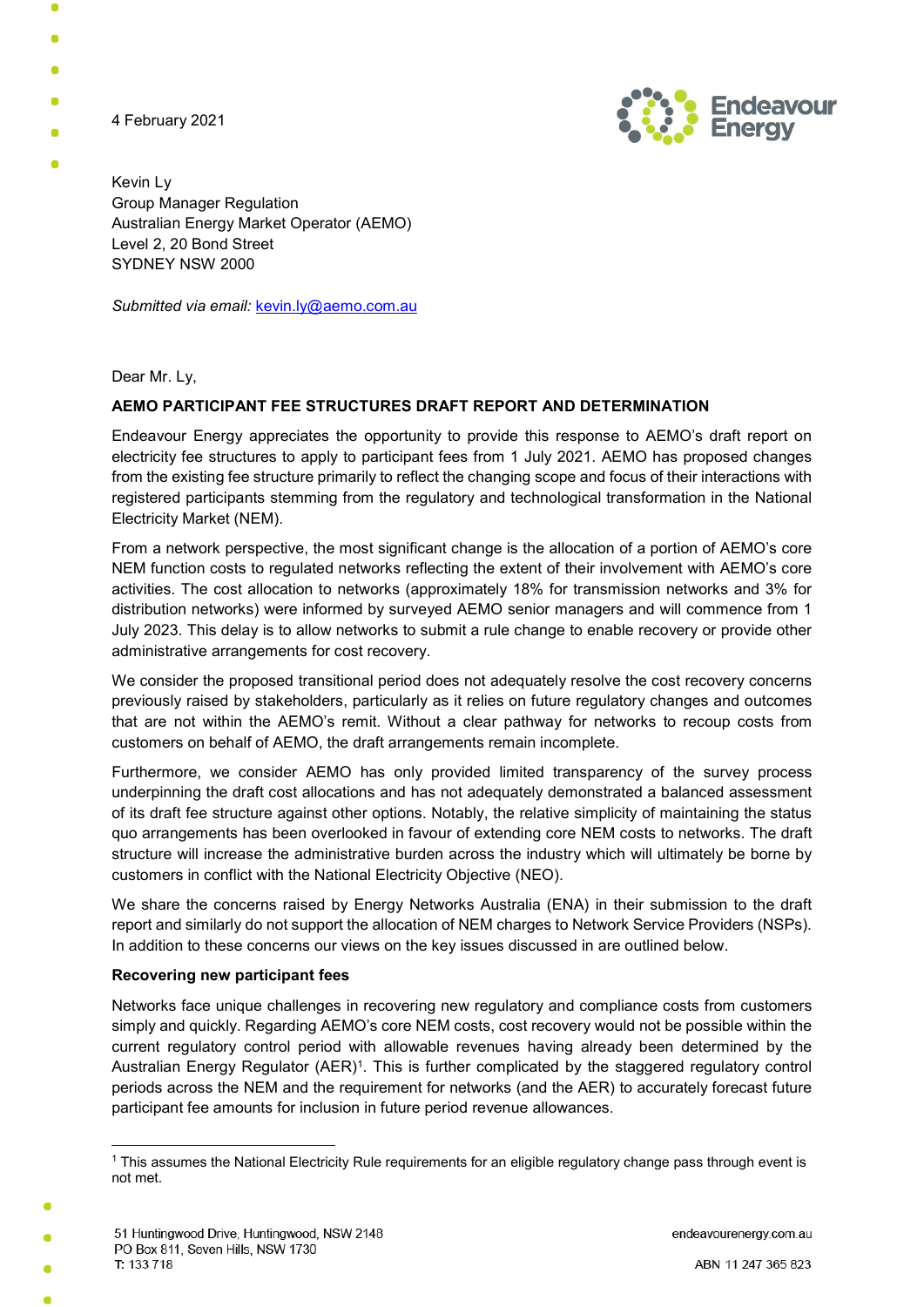4 February 2021

Kevin Ly
Group Manager Regulation
Australian Energy Market Operator (AEMO)
Level 2, 20 Bond Street
SYDNEY NSW 2000

*Submitted via email:* kevin.ly@aemo.com.au

Dear Mr. Ly,

**AEMO PARTICIPANT FEE STRUCTURES DRAFT REPORT AND DETERMINATION**

Endeavour Energy appreciates the opportunity to provide this response to AEMO's draft report on electricity fee structures to apply to participant fees from 1 July 2021. AEMO has proposed changes from the existing fee structure primarily to reflect the changing scope and focus of their interactions with registered participants stemming from the regulatory and technological transformation in the National Electricity Market (NEM).

From a network perspective, the most significant change is the allocation of a portion of AEMO's core NEM function costs to regulated networks reflecting the extent of their involvement with AEMO's core activities. The cost allocation to networks (approximately 18% for transmission networks and 3% for distribution networks) were informed by surveyed AEMO senior managers and will commence from 1 July 2023. This delay is to allow networks to submit a rule change to enable recovery or provide other administrative arrangements for cost recovery.

We consider the proposed transitional period does not adequately resolve the cost recovery concerns previously raised by stakeholders, particularly as it relies on future regulatory changes and outcomes that are not within the AEMO's remit. Without a clear pathway for networks to recoup costs from customers on behalf of AEMO, the draft arrangements remain incomplete.

Furthermore, we consider AEMO has only provided limited transparency of the survey process underpinning the draft cost allocations and has not adequately demonstrated a balanced assessment of its draft fee structure against other options. Notably, the relative simplicity of maintaining the status quo arrangements has been overlooked in favour of extending core NEM costs to networks. The draft structure will increase the administrative burden across the industry which will ultimately be borne by customers in conflict with the National Electricity Objective (NEO).

We share the concerns raised by Energy Networks Australia (ENA) in their submission to the draft report and similarly do not support the allocation of NEM charges to Network Service Providers (NSPs). In addition to these concerns our views on the key issues discussed in are outlined below.

**Recovering new participant fees**

Networks face unique challenges in recovering new regulatory and compliance costs from customers simply and quickly. Regarding AEMO's core NEM costs, cost recovery would not be possible within the current regulatory control period with allowable revenues having already been determined by the Australian Energy Regulator (AER)[1]. This is further complicated by the staggered regulatory control periods across the NEM and the requirement for networks (and the AER) to accurately forecast future participant fee amounts for inclusion in future period revenue allowances.

---

[1] This assumes the National Electricity Rule requirements for an eligible regulatory change pass through event is not met.

51 Huntingwood Drive, Huntingwood, NSW 2148
PO Box 811, Seven Hills, NSW 1730
T: 133 718

endeavourenergy.com.au

ABN 11 247 365 823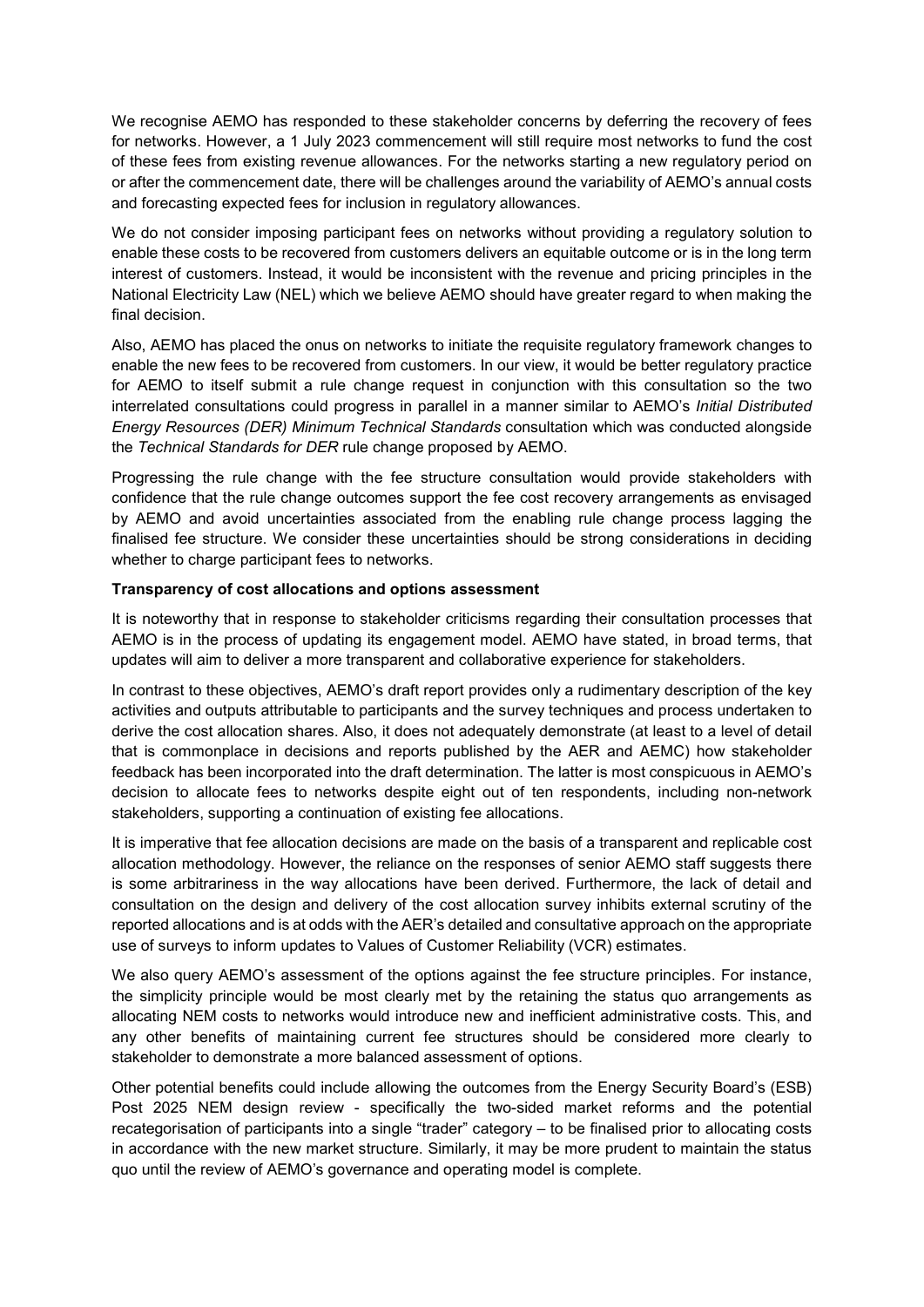We recognise AEMO has responded to these stakeholder concerns by deferring the recovery of fees for networks. However, a 1 July 2023 commencement will still require most networks to fund the cost of these fees from existing revenue allowances. For the networks starting a new regulatory period on or after the commencement date, there will be challenges around the variability of AEMO's annual costs and forecasting expected fees for inclusion in regulatory allowances.

We do not consider imposing participant fees on networks without providing a regulatory solution to enable these costs to be recovered from customers delivers an equitable outcome or is in the long term interest of customers. Instead, it would be inconsistent with the revenue and pricing principles in the National Electricity Law (NEL) which we believe AEMO should have greater regard to when making the final decision.

Also, AEMO has placed the onus on networks to initiate the requisite regulatory framework changes to enable the new fees to be recovered from customers. In our view, it would be better regulatory practice for AEMO to itself submit a rule change request in conjunction with this consultation so the two interrelated consultations could progress in parallel in a manner similar to AEMO's *Initial Distributed Energy Resources (DER) Minimum Technical Standards* consultation which was conducted alongside the *Technical Standards for DER* rule change proposed by AEMO.

Progressing the rule change with the fee structure consultation would provide stakeholders with confidence that the rule change outcomes support the fee cost recovery arrangements as envisaged by AEMO and avoid uncertainties associated from the enabling rule change process lagging the finalised fee structure. We consider these uncertainties should be strong considerations in deciding whether to charge participant fees to networks.

**Transparency of cost allocations and options assessment**

It is noteworthy that in response to stakeholder criticisms regarding their consultation processes that AEMO is in the process of updating its engagement model. AEMO have stated, in broad terms, that updates will aim to deliver a more transparent and collaborative experience for stakeholders.

In contrast to these objectives, AEMO's draft report provides only a rudimentary description of the key activities and outputs attributable to participants and the survey techniques and process undertaken to derive the cost allocation shares. Also, it does not adequately demonstrate (at least to a level of detail that is commonplace in decisions and reports published by the AER and AEMC) how stakeholder feedback has been incorporated into the draft determination. The latter is most conspicuous in AEMO's decision to allocate fees to networks despite eight out of ten respondents, including non-network stakeholders, supporting a continuation of existing fee allocations.

It is imperative that fee allocation decisions are made on the basis of a transparent and replicable cost allocation methodology. However, the reliance on the responses of senior AEMO staff suggests there is some arbitrariness in the way allocations have been derived. Furthermore, the lack of detail and consultation on the design and delivery of the cost allocation survey inhibits external scrutiny of the reported allocations and is at odds with the AER's detailed and consultative approach on the appropriate use of surveys to inform updates to Values of Customer Reliability (VCR) estimates.

We also query AEMO's assessment of the options against the fee structure principles. For instance, the simplicity principle would be most clearly met by the retaining the status quo arrangements as allocating NEM costs to networks would introduce new and inefficient administrative costs. This, and any other benefits of maintaining current fee structures should be considered more clearly to stakeholder to demonstrate a more balanced assessment of options.

Other potential benefits could include allowing the outcomes from the Energy Security Board's (ESB) Post 2025 NEM design review - specifically the two-sided market reforms and the potential recategorisation of participants into a single "trader" category – to be finalised prior to allocating costs in accordance with the new market structure. Similarly, it may be more prudent to maintain the status quo until the review of AEMO's governance and operating model is complete.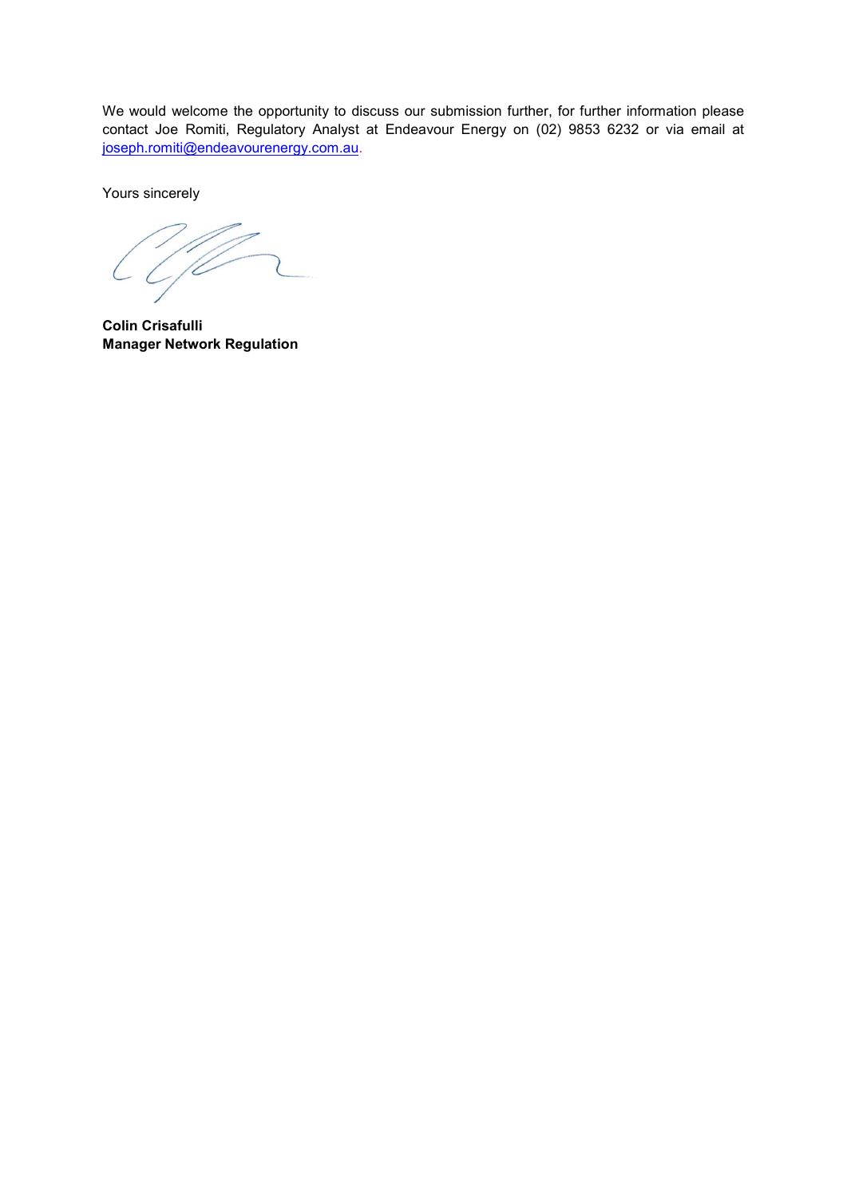We would welcome the opportunity to discuss our submission further, for further information please contact Joe Romiti, Regulatory Analyst at Endeavour Energy on (02) 9853 6232 or via email at joseph.romiti@endeavourenergy.com.au.

Yours sincerely

**Colin Crisafulli**
**Manager Network Regulation**